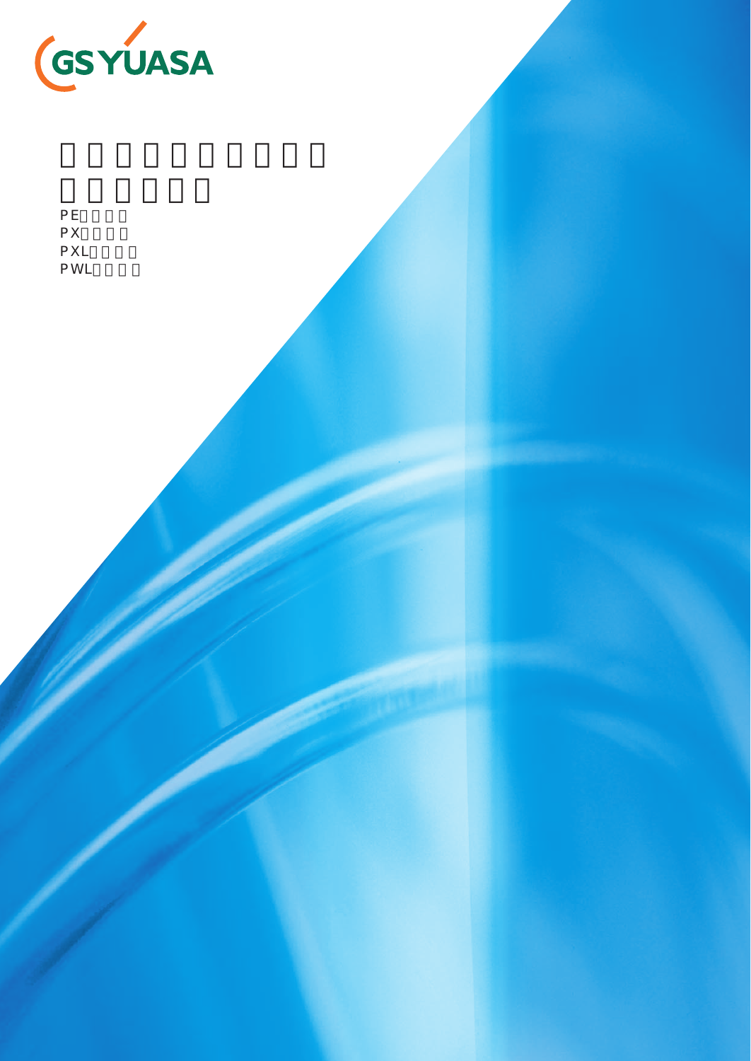GS YUASA

PE

PX

PXL

PWL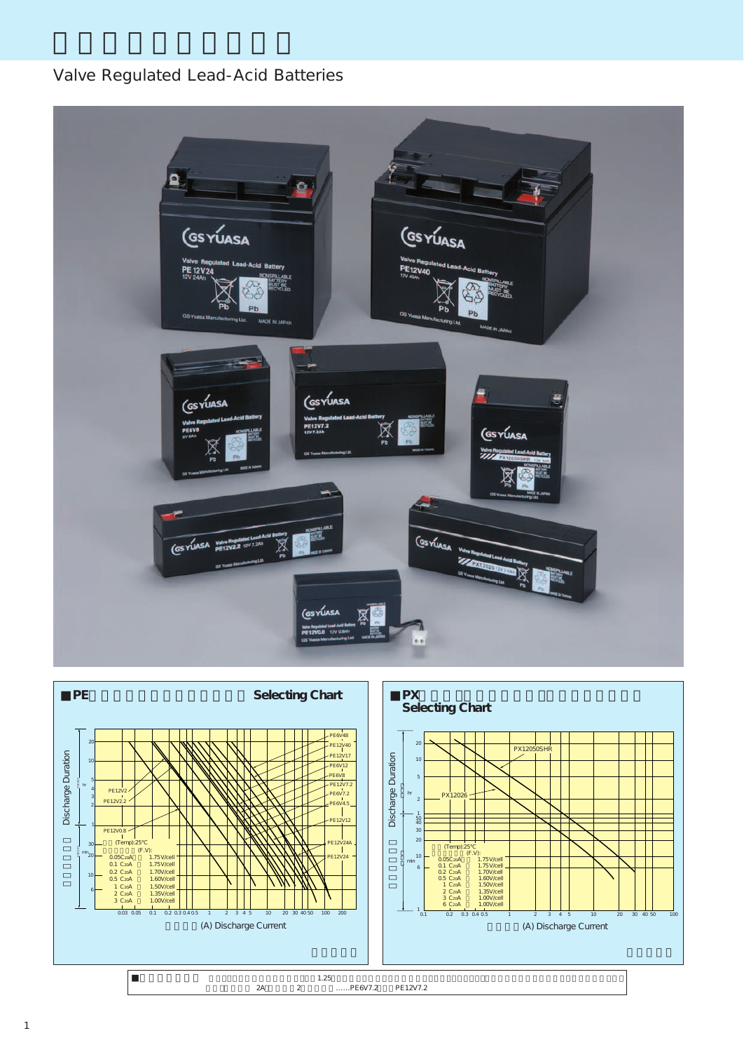# □□□□□□□□□□□

Valve Regulated Lead-Acid Batteries

## ■PE□□□□□□□□□□□□□□□ Selecting Chart

Discharge Duration □□□□□

hr: 20, 10, 5, 4, 3, 2, 1
min: 30, 20, 10, 6

PE6V48, PE12V40, PE12V17, PE6V12, PE6V8, PE12V7.2, PE6V7.2, PE6V4.5, PE12V12, PE12V24A, PE12V24, PE12V2, PE12V2.2, PE12V0.8

□□ (Temp):25°C
□□□□□□ (F.V):

| | | |
|---|---|---|
| 0.05C20A | □ | 1.75V/cell |
| 0.1 C20A | □ | 1.75V/cell |
| 0.2 C20A | □ | 1.70V/cell |
| 0.5 C20A | □ | 1.60V/cell |
| 1 C20A | □ | 1.50V/cell |
| 2 C20A | □ | 1.35V/cell |
| 3 C20A | □ | 1.00V/cell |

0.03 0.05 0.1 0.2 0.3 0.4 0.5 1 2 3 4 5 10 20 30 40 50 100 200

□□□□(A) Discharge Current

□□□□□

## ■PX□□□□□□□□□□□□□□□□□□□□□ Selecting Chart

Discharge Duration □□□□□

hr: 20, 10, 5, 2, 1
min: 50, 40, 30, 20, 10, 6, 1

PX12050SHR, PX12026

□□ (Temp):25°C
□□□□□□ (F.V):

| | | |
|---|---|---|
| 0.05C20A | □ | 1.75V/cell |
| 0.1 C20A | □ | 1.75V/cell |
| 0.2 C20A | □ | 1.70V/cell |
| 0.5 C20A | □ | 1.60V/cell |
| 1 C20A | □ | 1.50V/cell |
| 2 C20A | □ | 1.35V/cell |
| 3 C20A | □ | 1.00V/cell |
| 6 C20A | □ | 1.00V/cell |

0.1 0.2 0.3 0.4 0.5 1 2 3 4 5 10 20 30 40 50 100

□□□□(A) Discharge Current

□□□□□

■□□□□□□□ □□□□□□□□□□□□□□1.25□□□□□□□□□□□□□□□□□□□□□□□□□□□□□□□□□□□□□□□□□□□□□□□□□□□□□□□
□□□□□□□ 2A□□□□2□□□□□……PE6V7.2□□□PE12V7.2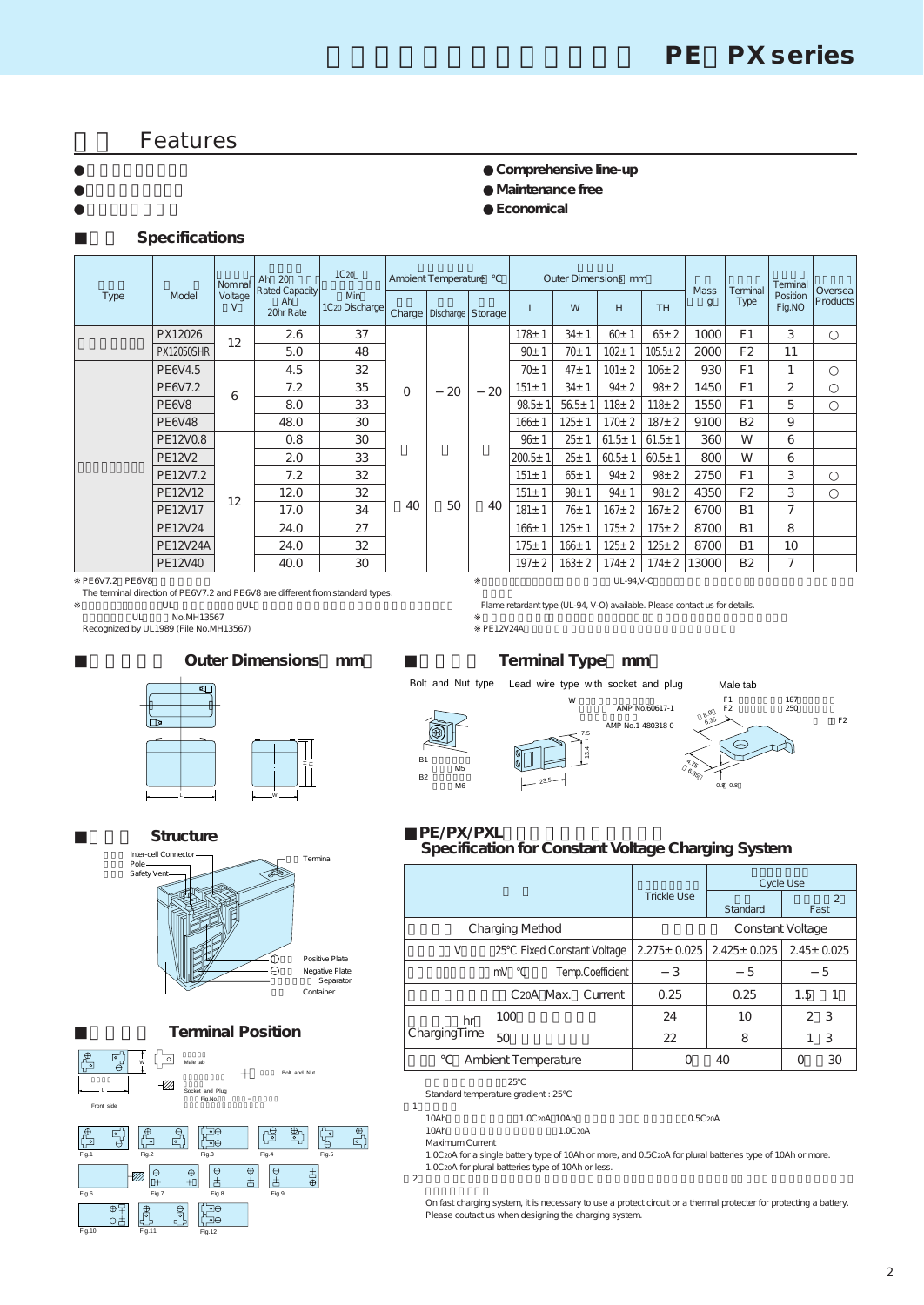# PE・PX series

## 特長 Features

- Comprehensive line-up
- Maintenance free
- Economical

## ■仕様 Specifications

| 種類 Type | 形式 Model | Nominal Voltage (V) | Ah (20) Rated Capacity (Ah) 20hr Rate | 1C20 (Min) 1C20 Discharge | Ambient Temperature (°C) Charge | Discharge | Storage | Outer Dimensions (mm) L | W | H | TH | Mass (g) | Terminal Type | Terminal Position Fig.NO | Oversea Products |
|---|---|---|---|---|---|---|---|---|---|---|---|---|---|---|---|
| | PX12026 | 12 | 2.6 | 37 | 0 | −20 | −20 | 178±1 | 34±1 | 60±1 | 65±2 | 1000 | F1 | 3 | ○ |
| | PX12050SHR | | 5.0 | 48 | | | | 90±1 | 70±1 | 102±1 | 105.5±2 | 2000 | F2 | 11 | |
| | PE6V4.5 | 6 | 4.5 | 32 | | | | 70±1 | 47±1 | 101±2 | 106±2 | 930 | F1 | 1 | ○ |
| | PE6V7.2 | | 7.2 | 35 | | | | 151±1 | 34±1 | 94±2 | 98±2 | 1450 | F1 | 2 | ○ |
| | PE6V8 | | 8.0 | 33 | | | | 98.5±1 | 56.5±1 | 118±2 | 118±2 | 1550 | F1 | 5 | ○ |
| | PE6V48 | | 48.0 | 30 | | | | 166±1 | 125±1 | 170±2 | 187±2 | 9100 | B2 | 9 | |
| | PE12V0.8 | 12 | 0.8 | 30 | | | | 96±1 | 25±1 | 61.5±1 | 61.5±1 | 360 | W | 6 | |
| | PE12V2 | | 2.0 | 33 | | | | 200.5±1 | 25±1 | 60.5±1 | 60.5±1 | 800 | W | 6 | |
| | PE12V7.2 | | 7.2 | 32 | | | | 151±1 | 65±1 | 94±2 | 98±2 | 2750 | F1 | 3 | ○ |
| | PE12V12 | | 12.0 | 32 | | | | 151±1 | 98±1 | 94±1 | 98±2 | 4350 | F2 | 3 | ○ |
| | PE12V17 | | 17.0 | 34 | 40 | 50 | 40 | 181±1 | 76±1 | 167±2 | 167±2 | 6700 | B1 | 7 | |
| | PE12V24 | | 24.0 | 27 | | | | 166±1 | 125±1 | 175±2 | 175±2 | 8700 | B1 | 8 | |
| | PE12V24A | | 24.0 | 32 | | | | 175±1 | 166±1 | 125±2 | 125±2 | 8700 | B1 | 10 | |
| | PE12V40 | | 40.0 | 30 | | | | 197±2 | 163±2 | 174±2 | 174±2 | 13000 | B2 | 7 | |

※PE6V7.2、PE6V8
The terminal direction of PE6V7.2 and PE6V8 are different from standard types.
※UL UL
UL No.MH13567
Recognized by UL1989 (File No.MH13567)

※ UL-94,V-O
Flame retardant type (UL-94, V-O) available. Please contact us for details.
※
※PE12V24A

## ■ Outer Dimensions（mm）

## ■ Terminal Type（mm）

Bolt and Nut type
B1 M5
B2 M6

Lead wire type with socket and plug
W AMP No.60617-1
AMP No.1-480318-0

Male tab
F1 187
F2 250

## ■ Structure

Inter-cell Connector
Pole
Safety Vent
Terminal
Positive Plate
Negative Plate
Separator
Container

## ■ Terminal Position

Male tab
Bolt and Nut
Socket and Plug
Front side

Fig.1 Fig.2 Fig.3 Fig.4 Fig.5 Fig.6 Fig.7 Fig.8 Fig.9 Fig.10 Fig.11 Fig.12

## ■PE/PX/PXL Specification for Constant Voltage Charging System

| | Trickle Use | Cycle Use Standard | Cycle Use Fast (2) |
|---|---|---|---|
| Charging Method | Constant Voltage | | |
| (V) 25℃ Fixed Constant Voltage | 2.275±0.025 | 2.425±0.025 | 2.45±0.025 |
| (mV/℃) Temp.Coefficient | −3 | −5 | −5 |
| C20A（Max.）Current | 0.25 | 0.25 | 1.5（1） |
| Charging Time (hr) 100 | 24 | 10 | 2～3 |
| Charging Time (hr) 50 | 22 | 8 | 1～3 |
| (℃) Ambient Temperature | 0～40 | | 0～30 |

25℃
Standard temperature gradient : 25℃

1）
10Ah 1.0C20A 10Ah 0.5C20A
10Ah 1.0C20A
Maximum Current
1.0C20A for a single battery type of 10Ah or more, and 0.5C20A for plural batteries type of 10Ah or more.
1.0C20A for plural batteries type of 10Ah or less.

2）
On fast charging system, it is necessary to use a protect circuit or a thermal protecter for protecting a battery.
Please coutact us when designing the charging system.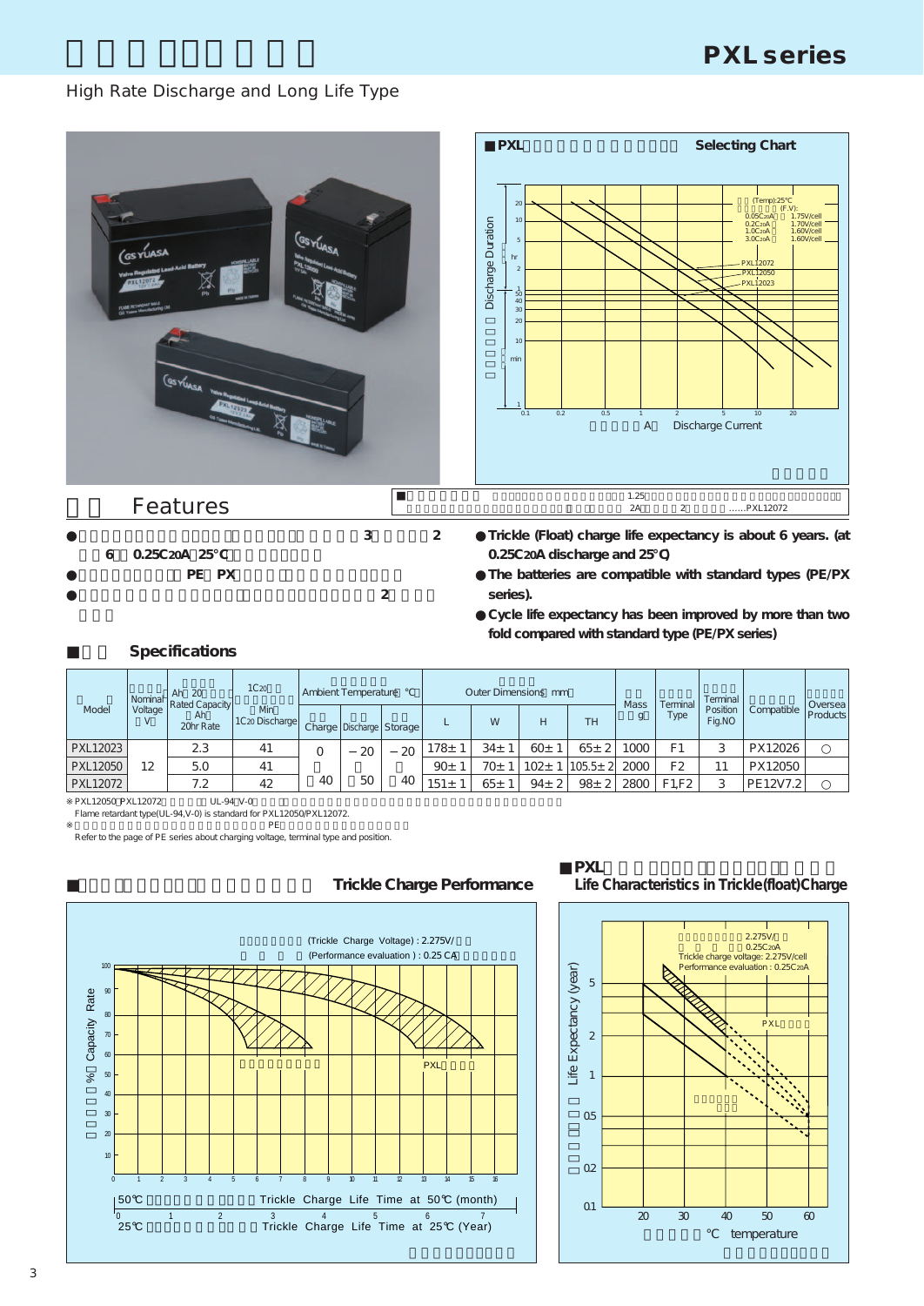# PXL series

High Rate Discharge and Long Life Type

■PXL Selecting Chart

## Features

- Trickle (Float) charge life expectancy is about 6 years. (at 0.25C20A discharge and 25°C)
- The batteries are compatible with standard types (PE/PX series).
- Cycle life expectancy has been improved by more than two fold compared with standard type (PE/PX series)

## ■ Specifications

| Model | Nominal Voltage (V) | Rated Capacity (Ah) 20hr Rate | 1C20 Discharge (Min) | Ambient Temperature (°C) Charge | Discharge | Storage | Outer Dimensions (mm) L | W | H | TH | Mass (g) | Terminal Type | Terminal Position Fig.NO | Compatible | Oversea Products |
|---|---|---|---|---|---|---|---|---|---|---|---|---|---|---|---|
| PXL12023 | 12 | 2.3 | 41 | 0 ~ 40 | −20 ~ 50 | −20 ~ 40 | 178±1 | 34±1 | 60±1 | 65±2 | 1000 | F1 | 3 | PX12026 | ○ |
| PXL12050 | | 5.0 | 41 | | | | 90±1 | 70±1 | 102±1 | 105.5±2 | 2000 | F2 | 11 | PX12050 | |
| PXL12072 | | 7.2 | 42 | | | | 151±1 | 65±1 | 94±2 | 98±2 | 2800 | F1,F2 | 3 | PE12V7.2 | ○ |

※ PXL12050, PXL12072 UL-94 V-0
Flame retardant type(UL-94,V-0) is standard for PXL12050/PXL12072.
※ PE
Refer to the page of PE series about charging voltage, terminal type and position.

## ■ Trickle Charge Performance

## ■PXL Life Characteristics in Trickle(float)Charge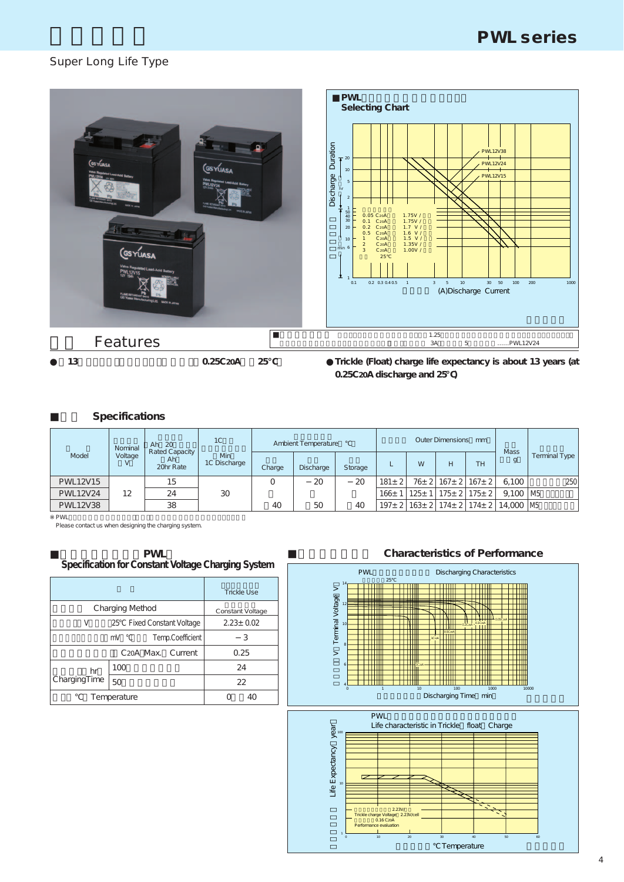# PWL series

Super Long Life Type

## Features

● Trickle (Float) charge life expectancy is about 13 years (at 0.25C20A discharge and 25℃)

## Specifications

| Model | Nominal Voltage (V) | Rated Capacity (Ah) 20hr Rate | 1C Discharge (Min) | Ambient Temperature (℃) Charge | Discharge | Storage | Outer Dimensions (mm) L | W | H | TH | Mass (g) | Terminal Type |
|---|---|---|---|---|---|---|---|---|---|---|---|---|
| PWL12V15 | 12 | 15 | 30 | 0 | −20 | −20 | 181±2 | 76±2 | 167±2 | 167±2 | 6,100 | 250 |
| PWL12V24 | | 24 | | | | | 166±1 | 125±1 | 175±2 | 175±2 | 9,100 | M5 |
| PWL12V38 | | 38 | | 40 | 50 | 40 | 197±2 | 163±2 | 174±2 | 174±2 | 14,000 | M5 |

※ PWL
Please contact us when designing the charging system.

## PWL Specification for Constant Voltage Charging System

| | Trickle Use |
|---|---|
| Charging Method | Constant Voltage |
| (V) 25℃ Fixed Constant Voltage | 2.23±0.02 |
| (mV/℃) Temp.Coefficient | −3 |
| C20A Max. Current | 0.25 |
| Charging Time (hr) 100 | 24 |
| Charging Time (hr) 50 | 22 |
| (℃) Temperature | 0 〜 40 |

## PWL Selecting Chart

Discharge Duration (hr / min) vs. (A) Discharge Current — PWL12V38, PWL12V24, PWL12V15

0.05 C20A 1.75V / 0.1 C20A 1.75V / 0.2 C20A 1.7 V / 0.5 C20A 1.6 V / 1 C20A 1.5 V / 2 C20A 1.35V / 3 C20A 1.00V / 25℃

■ 1.25 3A 5 ......PWL12V24

## Characteristics of Performance

PWL Discharging Characteristics (25℃)

Terminal Voltage (V) vs. Discharging Time (min)

PWL Life characteristic in Trickle (float) Charge

Life Expectancy (year) vs. ℃ Temperature

2.23V/ Trickle charge Voltage 2.23V/cell, 0.16 C20A, Performance evaluation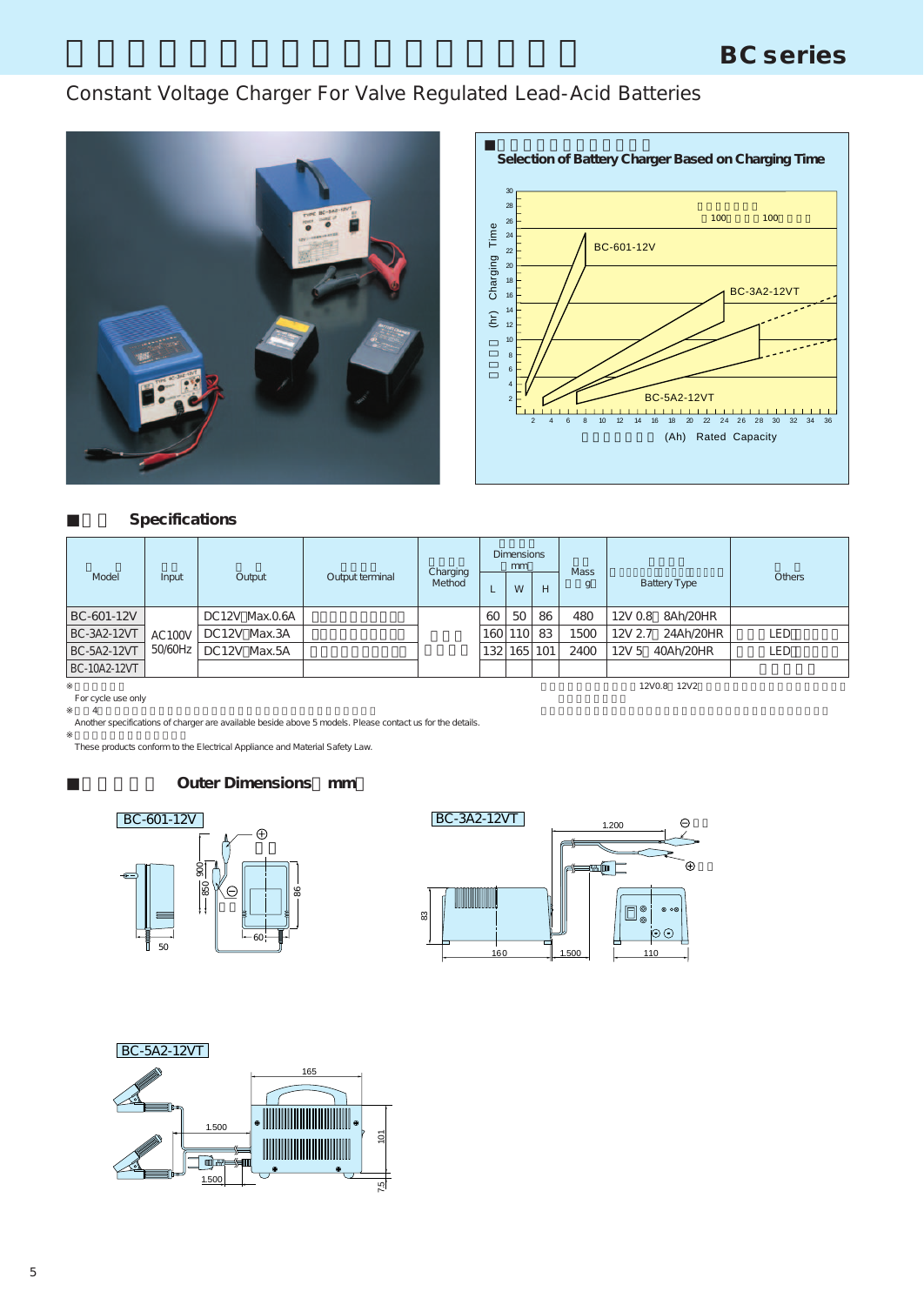# BC series

Constant Voltage Charger For Valve Regulated Lead-Acid Batteries

■ Selection of Battery Charger Based on Charging Time

## ■ Specifications

| Model | Input | Output | Output terminal | Charging Method | Dimensions (mm) L | W | H | Mass (g) | Battery Type | Others |
|---|---|---|---|---|---|---|---|---|---|---|
| BC-601-12V | AC100V 50/60Hz | DC12V Max.0.6A | | | 60 | 50 | 86 | 480 | 12V 0.8 8Ah/20HR | |
| BC-3A2-12VT | | DC12V Max.3A | | | 160 | 110 | 83 | 1500 | 12V 2.7 24Ah/20HR | LED |
| BC-5A2-12VT | | DC12V Max.5A | | | 132 | 165 | 101 | 2400 | 12V 5 40Ah/20HR | LED |
| BC-10A2-12VT | | | | | | | | | | |

※ For cycle use only

※ 4 Another specifications of charger are available beside above 5 models. Please contact us for the details.

※ These products conform to the Electrical Appliance and Material Safety Law.

12V0.8 12V2

## ■ Outer Dimensions (mm)

BC-601-12V

BC-3A2-12VT

BC-5A2-12VT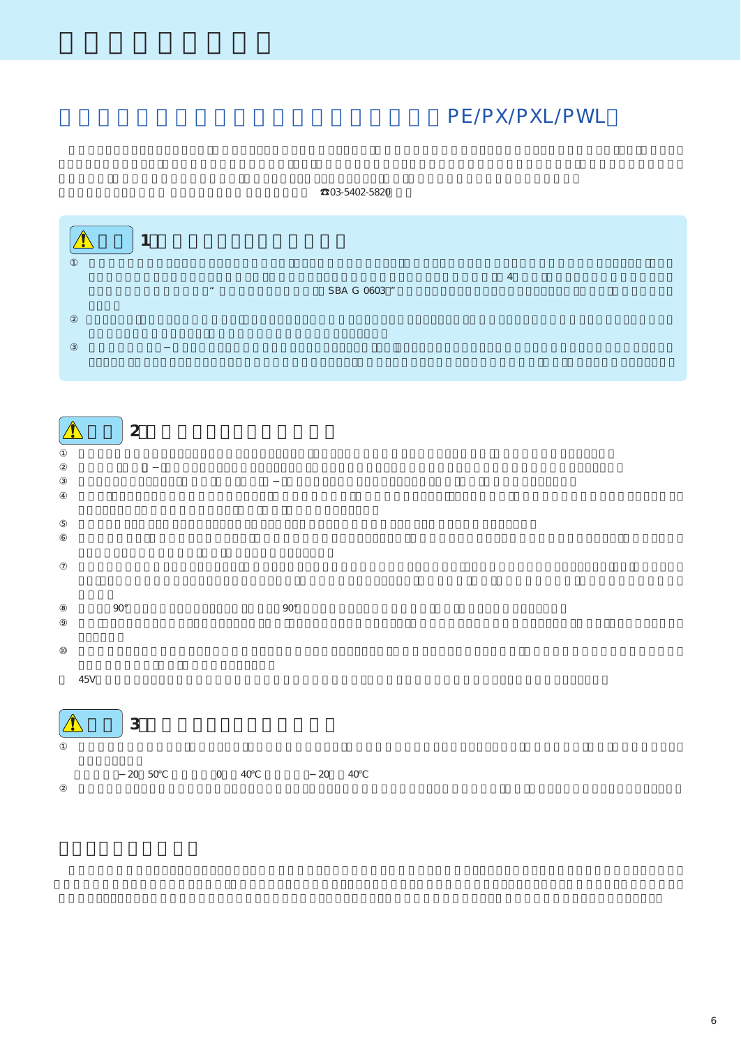## PE/PX/PXL/PWL

☎03-5402-5820

### 1

①

SBA G 0603

4

②

③

### 2

①

②

③

④

⑤

⑥

⑦

⑧ 90° 90°

⑨

⑩

45V

### 3

①

−20～50℃ 0～40℃ −20～40℃

②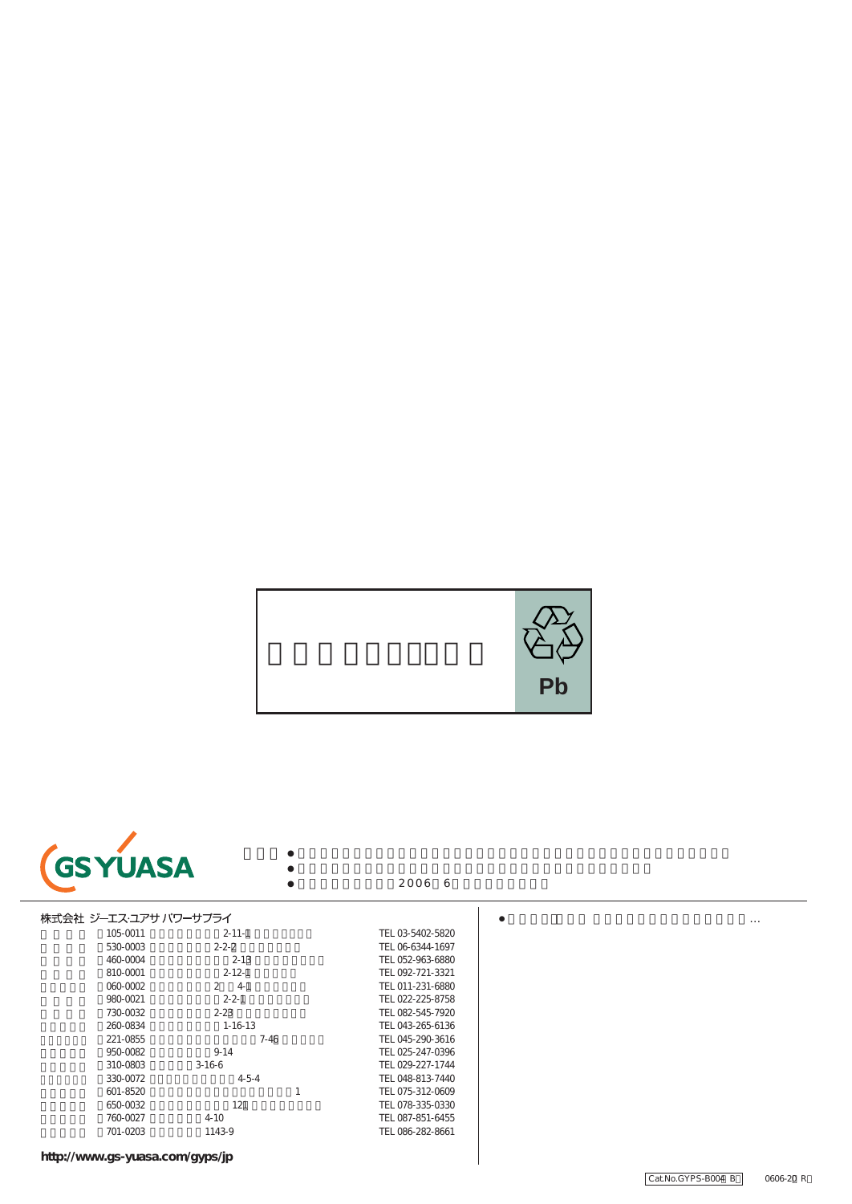Pb

GS YUASA

● 
● 
● 2006 6

株式会社 ジーエス·ユアサ パワーサプライ

| | | | |
|---|---|---|---|
| | 105-0011 | 2-11-1 | TEL 03-5402-5820 |
| | 530-0003 | 2-2-2 | TEL 06-6344-1697 |
| | 460-0004 | 2-13 | TEL 052-963-6880 |
| | 810-0001 | 2-12-1 | TEL 092-721-3321 |
| | 060-0002 | 2 4-1 | TEL 011-231-6880 |
| | 980-0021 | 2-2-1 | TEL 022-225-8758 |
| | 730-0032 | 2-23 | TEL 082-545-7920 |
| | 260-0834 | 1-16-13 | TEL 043-265-6136 |
| | 221-0855 | 7-46 | TEL 045-290-3616 |
| | 950-0082 | 9-14 | TEL 025-247-0396 |
| | 310-0803 | 3-16-6 | TEL 029-227-1744 |
| | 330-0072 | 4-5-4 | TEL 048-813-7440 |
| | 601-8520 | 1 | TEL 075-312-0609 |
| | 650-0032 | 12 1 | TEL 078-335-0330 |
| | 760-0027 | 4-10 | TEL 087-851-6455 |
| | 701-0203 | 1143-9 | TEL 086-282-8661 |

**http://www.gs-yuasa.com/gyps/jp**

● …

Cat.No.GYPS-B004 B 0606-2 R